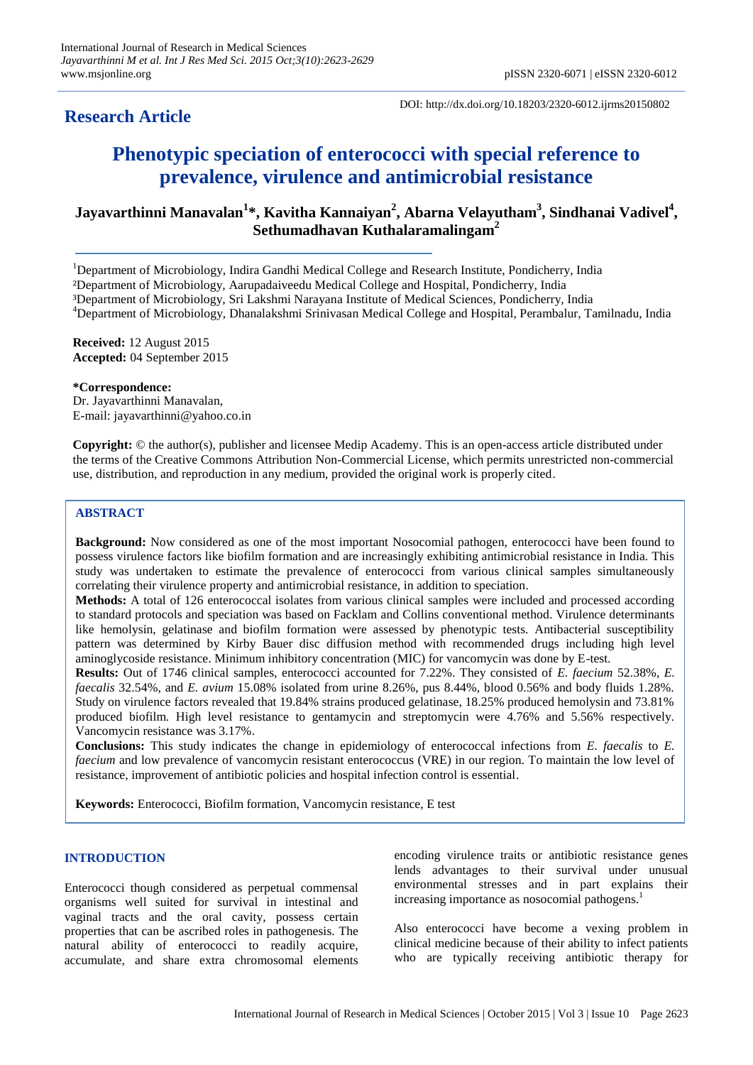**Research Article**

DOI: http://dx.doi.org/10.18203/2320-6012.ijrms20150802

# Phenotypic speciation of enterococci with special reference to prevalence, virulence and antimicrobial resistance

**Jayavarthinni Manavalan[1]*, Kavitha Kannaiyan[2], Abarna Velayutham[3], Sindhanai Vadivel[4], Sethumadhavan Kuthalaramalingam[2]**

[1]Department of Microbiology, Indira Gandhi Medical College and Research Institute, Pondicherry, India
[2]Department of Microbiology, Aarupadaiveedu Medical College and Hospital, Pondicherry, India
[3]Department of Microbiology, Sri Lakshmi Narayana Institute of Medical Sciences, Pondicherry, India
[4]Department of Microbiology, Dhanalakshmi Srinivasan Medical College and Hospital, Perambalur, Tamilnadu, India

**Received:** 12 August 2015
**Accepted:** 04 September 2015

**\*Correspondence:**
Dr. Jayavarthinni Manavalan,
E-mail: jayavarthinni@yahoo.co.in

**Copyright:** © the author(s), publisher and licensee Medip Academy. This is an open-access article distributed under the terms of the Creative Commons Attribution Non-Commercial License, which permits unrestricted non-commercial use, distribution, and reproduction in any medium, provided the original work is properly cited.

## ABSTRACT

**Background:** Now considered as one of the most important Nosocomial pathogen, enterococci have been found to possess virulence factors like biofilm formation and are increasingly exhibiting antimicrobial resistance in India. This study was undertaken to estimate the prevalence of enterococci from various clinical samples simultaneously correlating their virulence property and antimicrobial resistance, in addition to speciation.

**Methods:** A total of 126 enterococcal isolates from various clinical samples were included and processed according to standard protocols and speciation was based on Facklam and Collins conventional method. Virulence determinants like hemolysin, gelatinase and biofilm formation were assessed by phenotypic tests. Antibacterial susceptibility pattern was determined by Kirby Bauer disc diffusion method with recommended drugs including high level aminoglycoside resistance. Minimum inhibitory concentration (MIC) for vancomycin was done by E-test.

**Results:** Out of 1746 clinical samples, enterococci accounted for 7.22%. They consisted of *E. faecium* 52.38%, *E. faecalis* 32.54%, and *E. avium* 15.08% isolated from urine 8.26%, pus 8.44%, blood 0.56% and body fluids 1.28%. Study on virulence factors revealed that 19.84% strains produced gelatinase, 18.25% produced hemolysin and 73.81% produced biofilm. High level resistance to gentamycin and streptomycin were 4.76% and 5.56% respectively. Vancomycin resistance was 3.17%.

**Conclusions:** This study indicates the change in epidemiology of enterococcal infections from *E. faecalis* to *E. faecium* and low prevalence of vancomycin resistant enterococcus (VRE) in our region. To maintain the low level of resistance, improvement of antibiotic policies and hospital infection control is essential.

**Keywords:** Enterococci, Biofilm formation, Vancomycin resistance, E test

## INTRODUCTION

Enterococci though considered as perpetual commensal organisms well suited for survival in intestinal and vaginal tracts and the oral cavity, possess certain properties that can be ascribed roles in pathogenesis. The natural ability of enterococci to readily acquire, accumulate, and share extra chromosomal elements encoding virulence traits or antibiotic resistance genes lends advantages to their survival under unusual environmental stresses and in part explains their increasing importance as nosocomial pathogens.[1]

Also enterococci have become a vexing problem in clinical medicine because of their ability to infect patients who are typically receiving antibiotic therapy for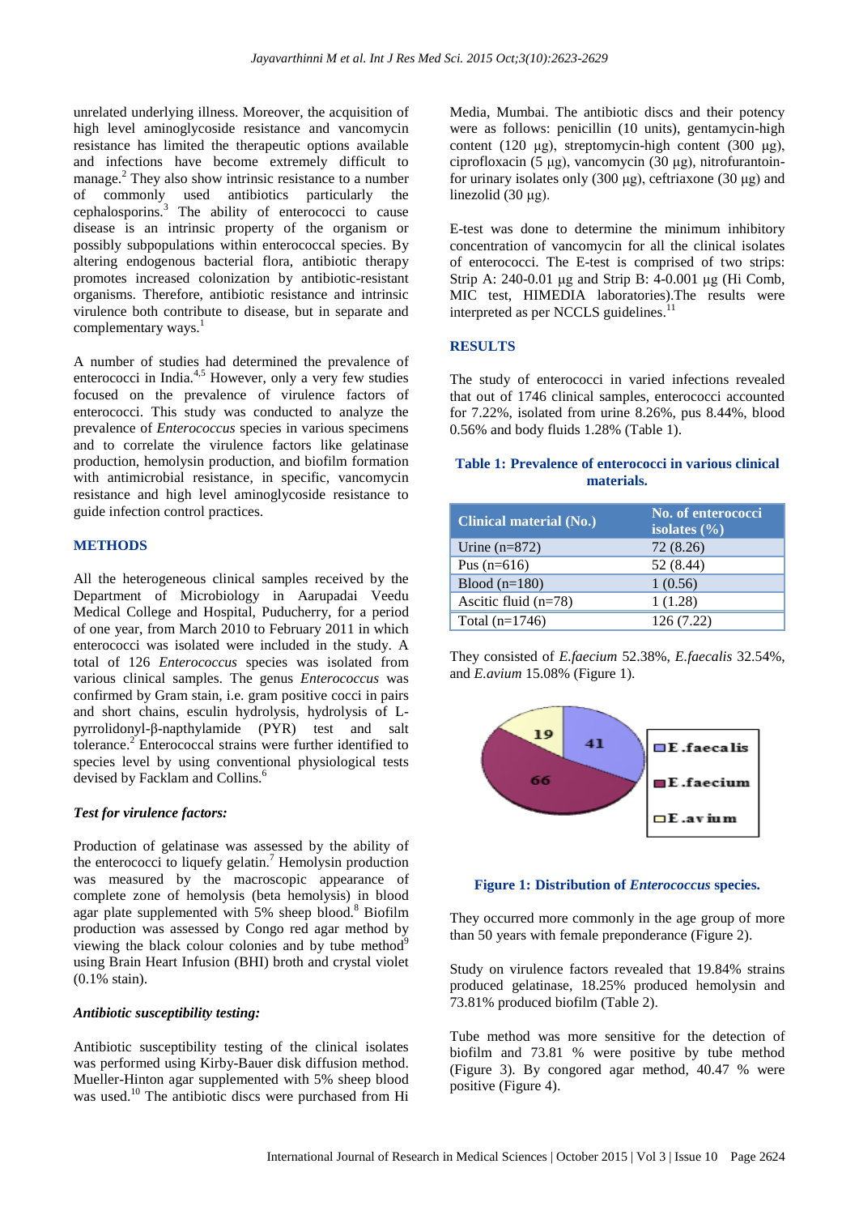unrelated underlying illness. Moreover, the acquisition of high level aminoglycoside resistance and vancomycin resistance has limited the therapeutic options available and infections have become extremely difficult to manage.[2] They also show intrinsic resistance to a number of commonly used antibiotics particularly the cephalosporins.[3] The ability of enterococci to cause disease is an intrinsic property of the organism or possibly subpopulations within enterococcal species. By altering endogenous bacterial flora, antibiotic therapy promotes increased colonization by antibiotic-resistant organisms. Therefore, antibiotic resistance and intrinsic virulence both contribute to disease, but in separate and complementary ways.[1]

A number of studies had determined the prevalence of enterococci in India.[4,5] However, only a very few studies focused on the prevalence of virulence factors of enterococci. This study was conducted to analyze the prevalence of *Enterococcus* species in various specimens and to correlate the virulence factors like gelatinase production, hemolysin production, and biofilm formation with antimicrobial resistance, in specific, vancomycin resistance and high level aminoglycoside resistance to guide infection control practices.

## METHODS

All the heterogeneous clinical samples received by the Department of Microbiology in Aarupadai Veedu Medical College and Hospital, Puducherry, for a period of one year, from March 2010 to February 2011 in which enterococci was isolated were included in the study. A total of 126 *Enterococcus* species was isolated from various clinical samples. The genus *Enterococcus* was confirmed by Gram stain, i.e. gram positive cocci in pairs and short chains, esculin hydrolysis, hydrolysis of L-pyrrolidonyl-β-napthylamide (PYR) test and salt tolerance.[2] Enterococcal strains were further identified to species level by using conventional physiological tests devised by Facklam and Collins.[6]

### *Test for virulence factors:*

Production of gelatinase was assessed by the ability of the enterococci to liquefy gelatin.[7] Hemolysin production was measured by the macroscopic appearance of complete zone of hemolysis (beta hemolysis) in blood agar plate supplemented with 5% sheep blood.[8] Biofilm production was assessed by Congo red agar method by viewing the black colour colonies and by tube method[9] using Brain Heart Infusion (BHI) broth and crystal violet (0.1% stain).

### *Antibiotic susceptibility testing:*

Antibiotic susceptibility testing of the clinical isolates was performed using Kirby-Bauer disk diffusion method. Mueller-Hinton agar supplemented with 5% sheep blood was used.[10] The antibiotic discs were purchased from Hi Media, Mumbai. The antibiotic discs and their potency were as follows: penicillin (10 units), gentamycin-high content (120 µg), streptomycin-high content (300 µg), ciprofloxacin (5 µg), vancomycin (30 µg), nitrofurantoin-for urinary isolates only (300 µg), ceftriaxone (30 µg) and linezolid (30 µg).

E-test was done to determine the minimum inhibitory concentration of vancomycin for all the clinical isolates of enterococci. The E-test is comprised of two strips: Strip A: 240-0.01 µg and Strip B: 4-0.001 µg (Hi Comb, MIC test, HIMEDIA laboratories).The results were interpreted as per NCCLS guidelines.[11]

## RESULTS

The study of enterococci in varied infections revealed that out of 1746 clinical samples, enterococci accounted for 7.22%, isolated from urine 8.26%, pus 8.44%, blood 0.56% and body fluids 1.28% (Table 1).

**Table 1: Prevalence of enterococci in various clinical materials.**

| Clinical material (No.) | No. of enterococci isolates (%) |
|---|---|
| Urine (n=872) | 72 (8.26) |
| Pus (n=616) | 52 (8.44) |
| Blood (n=180) | 1 (0.56) |
| Ascitic fluid (n=78) | 1 (1.28) |
| Total (n=1746) | 126 (7.22) |

They consisted of *E.faecium* 52.38%, *E.faecalis* 32.54%, and *E.avium* 15.08% (Figure 1).

**Figure 1: Distribution of *Enterococcus* species.**

They occurred more commonly in the age group of more than 50 years with female preponderance (Figure 2).

Study on virulence factors revealed that 19.84% strains produced gelatinase, 18.25% produced hemolysin and 73.81% produced biofilm (Table 2).

Tube method was more sensitive for the detection of biofilm and 73.81 % were positive by tube method (Figure 3). By congored agar method, 40.47 % were positive (Figure 4).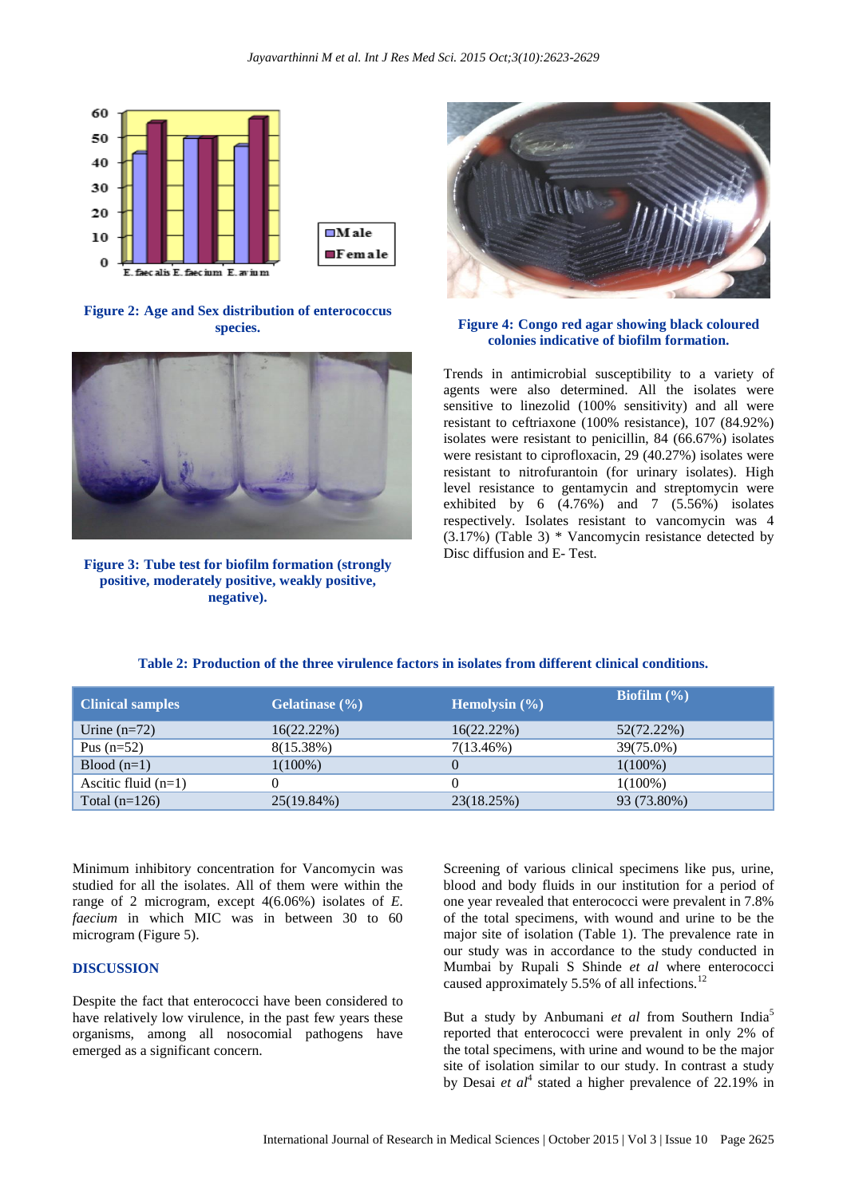Figure 2: Age and Sex distribution of enterococcus species.

Figure 3: Tube test for biofilm formation (strongly positive, moderately positive, weakly positive, negative).

Figure 4: Congo red agar showing black coloured colonies indicative of biofilm formation.

Trends in antimicrobial susceptibility to a variety of agents were also determined. All the isolates were sensitive to linezolid (100% sensitivity) and all were resistant to ceftriaxone (100% resistance), 107 (84.92%) isolates were resistant to penicillin, 84 (66.67%) isolates were resistant to ciprofloxacin, 29 (40.27%) isolates were resistant to nitrofurantoin (for urinary isolates). High level resistance to gentamycin and streptomycin were exhibited by 6 (4.76%) and 7 (5.56%) isolates respectively. Isolates resistant to vancomycin was 4 (3.17%) (Table 3) * Vancomycin resistance detected by Disc diffusion and E- Test.

**Table 2: Production of the three virulence factors in isolates from different clinical conditions.**

| Clinical samples | Gelatinase (%) | Hemolysin (%) | Biofilm (%) |
|---|---|---|---|
| Urine (n=72) | 16(22.22%) | 16(22.22%) | 52(72.22%) |
| Pus (n=52) | 8(15.38%) | 7(13.46%) | 39(75.0%) |
| Blood (n=1) | 1(100%) | 0 | 1(100%) |
| Ascitic fluid (n=1) | 0 | 0 | 1(100%) |
| Total (n=126) | 25(19.84%) | 23(18.25%) | 93 (73.80%) |

Minimum inhibitory concentration for Vancomycin was studied for all the isolates. All of them were within the range of 2 microgram, except 4(6.06%) isolates of *E. faecium* in which MIC was in between 30 to 60 microgram (Figure 5).

## DISCUSSION

Despite the fact that enterococci have been considered to have relatively low virulence, in the past few years these organisms, among all nosocomial pathogens have emerged as a significant concern.

Screening of various clinical specimens like pus, urine, blood and body fluids in our institution for a period of one year revealed that enterococci were prevalent in 7.8% of the total specimens, with wound and urine to be the major site of isolation (Table 1). The prevalence rate in our study was in accordance to the study conducted in Mumbai by Rupali S Shinde *et al* where enterococci caused approximately 5.5% of all infections.[12]

But a study by Anbumani *et al* from Southern India[5] reported that enterococci were prevalent in only 2% of the total specimens, with urine and wound to be the major site of isolation similar to our study. In contrast a study by Desai *et al*[4] stated a higher prevalence of 22.19% in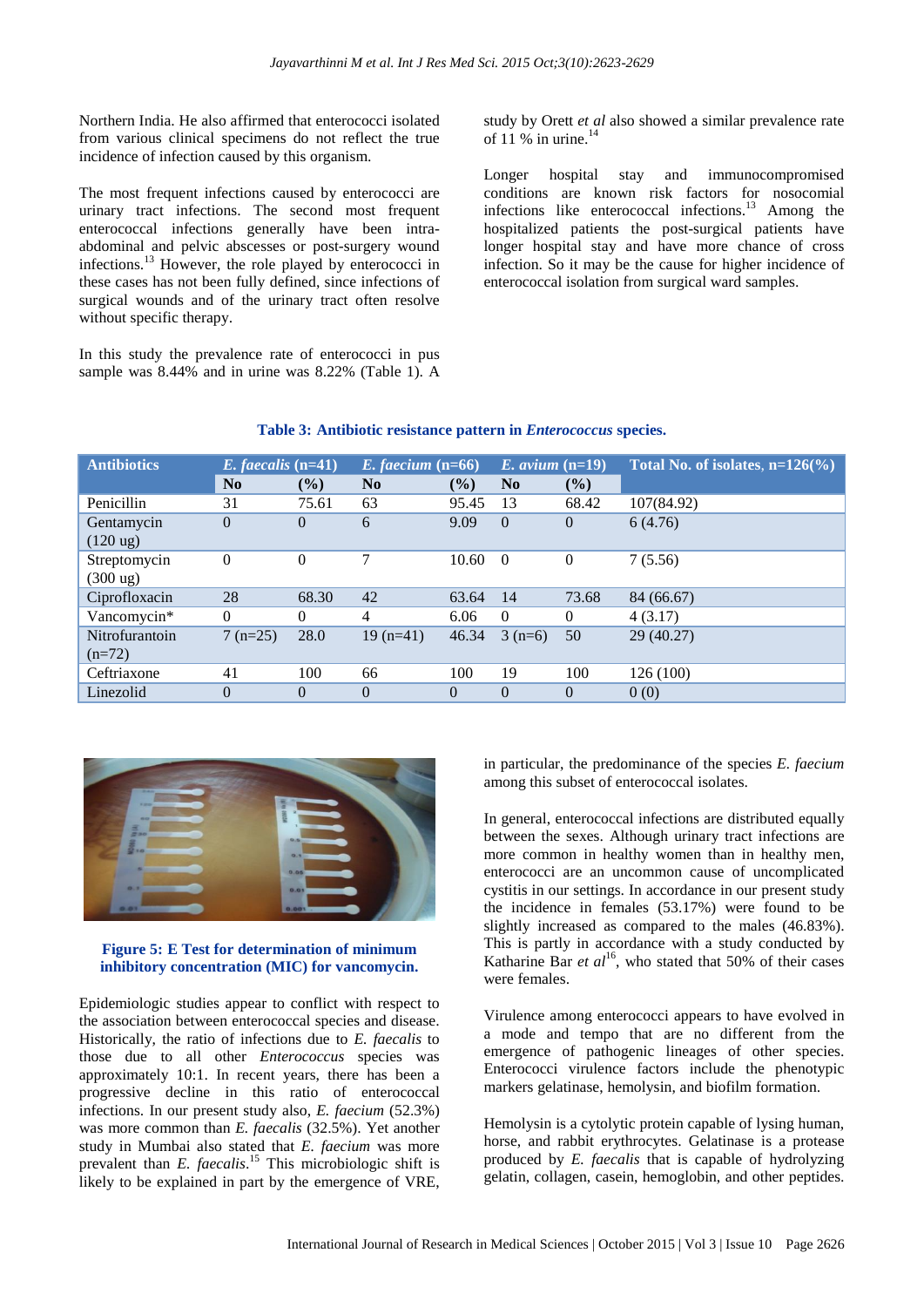Northern India. He also affirmed that enterococci isolated from various clinical specimens do not reflect the true incidence of infection caused by this organism.

The most frequent infections caused by enterococci are urinary tract infections. The second most frequent enterococcal infections generally have been intra-abdominal and pelvic abscesses or post-surgery wound infections.[13] However, the role played by enterococci in these cases has not been fully defined, since infections of surgical wounds and of the urinary tract often resolve without specific therapy.

In this study the prevalence rate of enterococci in pus sample was 8.44% and in urine was 8.22% (Table 1). A study by Orett *et al* also showed a similar prevalence rate of 11 % in urine.[14]

Longer hospital stay and immunocompromised conditions are known risk factors for nosocomial infections like enterococcal infections.[13] Among the hospitalized patients the post-surgical patients have longer hospital stay and have more chance of cross infection. So it may be the cause for higher incidence of enterococcal isolation from surgical ward samples.

**Table 3: Antibiotic resistance pattern in *Enterococcus* species.**

| Antibiotics | *E. faecalis* (n=41) | | *E. faecium* (n=66) | | *E. avium* (n=19) | | Total No. of isolates, n=126(%) |
|---|---|---|---|---|---|---|---|
| | No | (%) | No | (%) | No | (%) | |
| Penicillin | 31 | 75.61 | 63 | 95.45 | 13 | 68.42 | 107(84.92) |
| Gentamycin (120 ug) | 0 | 0 | 6 | 9.09 | 0 | 0 | 6 (4.76) |
| Streptomycin (300 ug) | 0 | 0 | 7 | 10.60 | 0 | 0 | 7 (5.56) |
| Ciprofloxacin | 28 | 68.30 | 42 | 63.64 | 14 | 73.68 | 84 (66.67) |
| Vancomycin* | 0 | 0 | 4 | 6.06 | 0 | 0 | 4 (3.17) |
| Nitrofurantoin (n=72) | 7 (n=25) | 28.0 | 19 (n=41) | 46.34 | 3 (n=6) | 50 | 29 (40.27) |
| Ceftriaxone | 41 | 100 | 66 | 100 | 19 | 100 | 126 (100) |
| Linezolid | 0 | 0 | 0 | 0 | 0 | 0 | 0 (0) |

**Figure 5: E Test for determination of minimum inhibitory concentration (MIC) for vancomycin.**

Epidemiologic studies appear to conflict with respect to the association between enterococcal species and disease. Historically, the ratio of infections due to *E. faecalis* to those due to all other *Enterococcus* species was approximately 10:1. In recent years, there has been a progressive decline in this ratio of enterococcal infections. In our present study also, *E. faecium* (52.3%) was more common than *E. faecalis* (32.5%). Yet another study in Mumbai also stated that *E. faecium* was more prevalent than *E. faecalis*.[15] This microbiologic shift is likely to be explained in part by the emergence of VRE, in particular, the predominance of the species *E. faecium* among this subset of enterococcal isolates.

In general, enterococcal infections are distributed equally between the sexes. Although urinary tract infections are more common in healthy women than in healthy men, enterococci are an uncommon cause of uncomplicated cystitis in our settings. In accordance in our present study the incidence in females (53.17%) were found to be slightly increased as compared to the males (46.83%). This is partly in accordance with a study conducted by Katharine Bar *et al*[16], who stated that 50% of their cases were females.

Virulence among enterococci appears to have evolved in a mode and tempo that are no different from the emergence of pathogenic lineages of other species. Enterococci virulence factors include the phenotypic markers gelatinase, hemolysin, and biofilm formation.

Hemolysin is a cytolytic protein capable of lysing human, horse, and rabbit erythrocytes. Gelatinase is a protease produced by *E. faecalis* that is capable of hydrolyzing gelatin, collagen, casein, hemoglobin, and other peptides.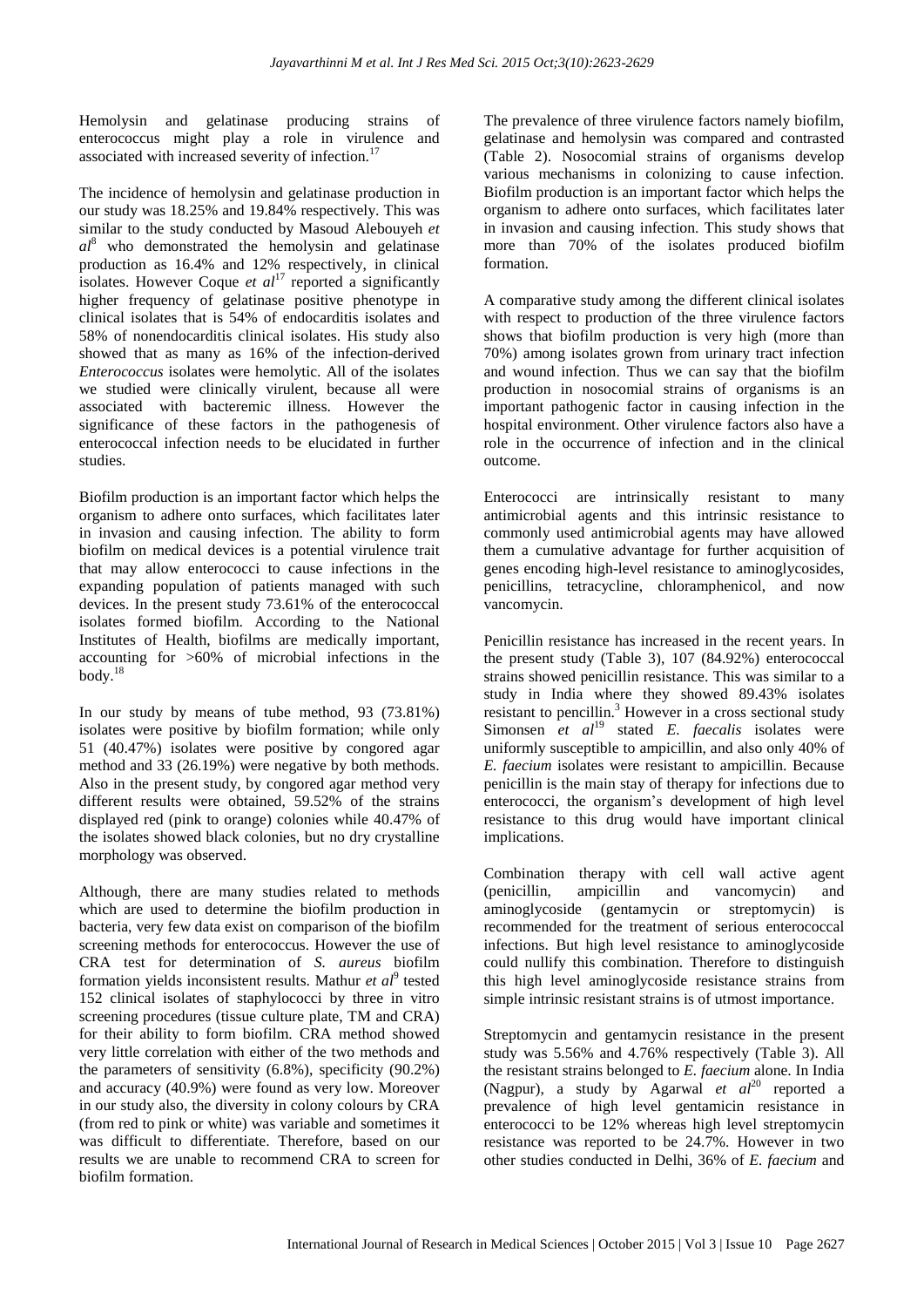Hemolysin and gelatinase producing strains of enterococcus might play a role in virulence and associated with increased severity of infection.[17]

The incidence of hemolysin and gelatinase production in our study was 18.25% and 19.84% respectively. This was similar to the study conducted by Masoud Alebouyeh *et al*[8] who demonstrated the hemolysin and gelatinase production as 16.4% and 12% respectively, in clinical isolates. However Coque *et al*[17] reported a significantly higher frequency of gelatinase positive phenotype in clinical isolates that is 54% of endocarditis isolates and 58% of nonendocarditis clinical isolates. His study also showed that as many as 16% of the infection-derived *Enterococcus* isolates were hemolytic. All of the isolates we studied were clinically virulent, because all were associated with bacteremic illness. However the significance of these factors in the pathogenesis of enterococcal infection needs to be elucidated in further studies.

Biofilm production is an important factor which helps the organism to adhere onto surfaces, which facilitates later in invasion and causing infection. The ability to form biofilm on medical devices is a potential virulence trait that may allow enterococci to cause infections in the expanding population of patients managed with such devices. In the present study 73.61% of the enterococcal isolates formed biofilm. According to the National Institutes of Health, biofilms are medically important, accounting for >60% of microbial infections in the body.[18]

In our study by means of tube method, 93 (73.81%) isolates were positive by biofilm formation; while only 51 (40.47%) isolates were positive by congored agar method and 33 (26.19%) were negative by both methods. Also in the present study, by congored agar method very different results were obtained, 59.52% of the strains displayed red (pink to orange) colonies while 40.47% of the isolates showed black colonies, but no dry crystalline morphology was observed.

Although, there are many studies related to methods which are used to determine the biofilm production in bacteria, very few data exist on comparison of the biofilm screening methods for enterococcus. However the use of CRA test for determination of *S. aureus* biofilm formation yields inconsistent results. Mathur *et al*[9] tested 152 clinical isolates of staphylococci by three in vitro screening procedures (tissue culture plate, TM and CRA) for their ability to form biofilm. CRA method showed very little correlation with either of the two methods and the parameters of sensitivity (6.8%), specificity (90.2%) and accuracy (40.9%) were found as very low. Moreover in our study also, the diversity in colony colours by CRA (from red to pink or white) was variable and sometimes it was difficult to differentiate. Therefore, based on our results we are unable to recommend CRA to screen for biofilm formation.

The prevalence of three virulence factors namely biofilm, gelatinase and hemolysin was compared and contrasted (Table 2). Nosocomial strains of organisms develop various mechanisms in colonizing to cause infection. Biofilm production is an important factor which helps the organism to adhere onto surfaces, which facilitates later in invasion and causing infection. This study shows that more than 70% of the isolates produced biofilm formation.

A comparative study among the different clinical isolates with respect to production of the three virulence factors shows that biofilm production is very high (more than 70%) among isolates grown from urinary tract infection and wound infection. Thus we can say that the biofilm production in nosocomial strains of organisms is an important pathogenic factor in causing infection in the hospital environment. Other virulence factors also have a role in the occurrence of infection and in the clinical outcome.

Enterococci are intrinsically resistant to many antimicrobial agents and this intrinsic resistance to commonly used antimicrobial agents may have allowed them a cumulative advantage for further acquisition of genes encoding high-level resistance to aminoglycosides, penicillins, tetracycline, chloramphenicol, and now vancomycin.

Penicillin resistance has increased in the recent years. In the present study (Table 3), 107 (84.92%) enterococcal strains showed penicillin resistance. This was similar to a study in India where they showed 89.43% isolates resistant to pencillin.[3] However in a cross sectional study Simonsen *et al*[19] stated *E. faecalis* isolates were uniformly susceptible to ampicillin, and also only 40% of *E. faecium* isolates were resistant to ampicillin. Because penicillin is the main stay of therapy for infections due to enterococci, the organism's development of high level resistance to this drug would have important clinical implications.

Combination therapy with cell wall active agent (penicillin, ampicillin and vancomycin) and aminoglycoside (gentamycin or streptomycin) is recommended for the treatment of serious enterococcal infections. But high level resistance to aminoglycoside could nullify this combination. Therefore to distinguish this high level aminoglycoside resistance strains from simple intrinsic resistant strains is of utmost importance.

Streptomycin and gentamycin resistance in the present study was 5.56% and 4.76% respectively (Table 3). All the resistant strains belonged to *E. faecium* alone. In India (Nagpur), a study by Agarwal *et al*[20] reported a prevalence of high level gentamicin resistance in enterococci to be 12% whereas high level streptomycin resistance was reported to be 24.7%. However in two other studies conducted in Delhi, 36% of *E. faecium* and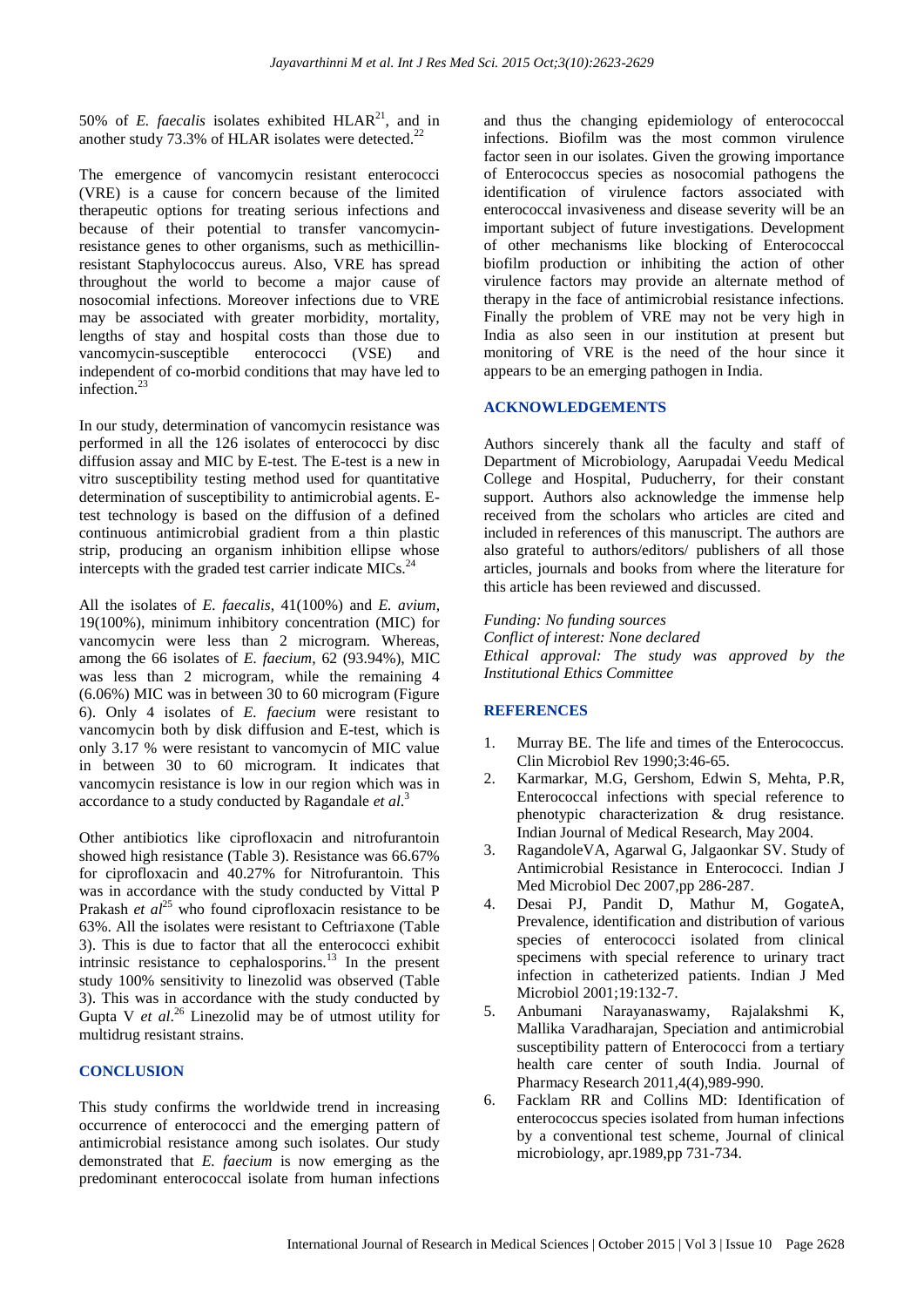50% of *E. faecalis* isolates exhibited HLAR[21], and in another study 73.3% of HLAR isolates were detected.[22]

The emergence of vancomycin resistant enterococci (VRE) is a cause for concern because of the limited therapeutic options for treating serious infections and because of their potential to transfer vancomycin-resistance genes to other organisms, such as methicillin-resistant Staphylococcus aureus. Also, VRE has spread throughout the world to become a major cause of nosocomial infections. Moreover infections due to VRE may be associated with greater morbidity, mortality, lengths of stay and hospital costs than those due to vancomycin-susceptible enterococci (VSE) and independent of co-morbid conditions that may have led to infection.[23]

In our study, determination of vancomycin resistance was performed in all the 126 isolates of enterococci by disc diffusion assay and MIC by E-test. The E-test is a new in vitro susceptibility testing method used for quantitative determination of susceptibility to antimicrobial agents. E-test technology is based on the diffusion of a defined continuous antimicrobial gradient from a thin plastic strip, producing an organism inhibition ellipse whose intercepts with the graded test carrier indicate MICs.[24]

All the isolates of *E. faecalis*, 41(100%) and *E. avium*, 19(100%), minimum inhibitory concentration (MIC) for vancomycin were less than 2 microgram. Whereas, among the 66 isolates of *E. faecium*, 62 (93.94%), MIC was less than 2 microgram, while the remaining 4 (6.06%) MIC was in between 30 to 60 microgram (Figure 6). Only 4 isolates of *E. faecium* were resistant to vancomycin both by disk diffusion and E-test, which is only 3.17 % were resistant to vancomycin of MIC value in between 30 to 60 microgram. It indicates that vancomycin resistance is low in our region which was in accordance to a study conducted by Ragandale *et al*.[3]

Other antibiotics like ciprofloxacin and nitrofurantoin showed high resistance (Table 3). Resistance was 66.67% for ciprofloxacin and 40.27% for Nitrofurantoin. This was in accordance with the study conducted by Vittal P Prakash *et al*[25] who found ciprofloxacin resistance to be 63%. All the isolates were resistant to Ceftriaxone (Table 3). This is due to factor that all the enterococci exhibit intrinsic resistance to cephalosporins.[13] In the present study 100% sensitivity to linezolid was observed (Table 3). This was in accordance with the study conducted by Gupta V *et al*.[26] Linezolid may be of utmost utility for multidrug resistant strains.

## CONCLUSION

This study confirms the worldwide trend in increasing occurrence of enterococci and the emerging pattern of antimicrobial resistance among such isolates. Our study demonstrated that *E. faecium* is now emerging as the predominant enterococcal isolate from human infections and thus the changing epidemiology of enterococcal infections. Biofilm was the most common virulence factor seen in our isolates. Given the growing importance of Enterococcus species as nosocomial pathogens the identification of virulence factors associated with enterococcal invasiveness and disease severity will be an important subject of future investigations. Development of other mechanisms like blocking of Enterococcal biofilm production or inhibiting the action of other virulence factors may provide an alternate method of therapy in the face of antimicrobial resistance infections. Finally the problem of VRE may not be very high in India as also seen in our institution at present but monitoring of VRE is the need of the hour since it appears to be an emerging pathogen in India.

## ACKNOWLEDGEMENTS

Authors sincerely thank all the faculty and staff of Department of Microbiology, Aarupadai Veedu Medical College and Hospital, Puducherry, for their constant support. Authors also acknowledge the immense help received from the scholars who articles are cited and included in references of this manuscript. The authors are also grateful to authors/editors/ publishers of all those articles, journals and books from where the literature for this article has been reviewed and discussed.

*Funding: No funding sources*
*Conflict of interest: None declared*
*Ethical approval: The study was approved by the Institutional Ethics Committee*

## REFERENCES

1. Murray BE. The life and times of the Enterococcus. Clin Microbiol Rev 1990;3:46-65.
2. Karmarkar, M.G, Gershom, Edwin S, Mehta, P.R, Enterococcal infections with special reference to phenotypic characterization & drug resistance. Indian Journal of Medical Research, May 2004.
3. RagandoleVA, Agarwal G, Jalgaonkar SV. Study of Antimicrobial Resistance in Enterococci. Indian J Med Microbiol Dec 2007,pp 286-287.
4. Desai PJ, Pandit D, Mathur M, GogateA, Prevalence, identification and distribution of various species of enterococci isolated from clinical specimens with special reference to urinary tract infection in catheterized patients. Indian J Med Microbiol 2001;19:132-7.
5. Anbumani Narayanaswamy, Rajalakshmi K, Mallika Varadharajan, Speciation and antimicrobial susceptibility pattern of Enterococci from a tertiary health care center of south India. Journal of Pharmacy Research 2011,4(4),989-990.
6. Facklam RR and Collins MD: Identification of enterococcus species isolated from human infections by a conventional test scheme, Journal of clinical microbiology, apr.1989,pp 731-734.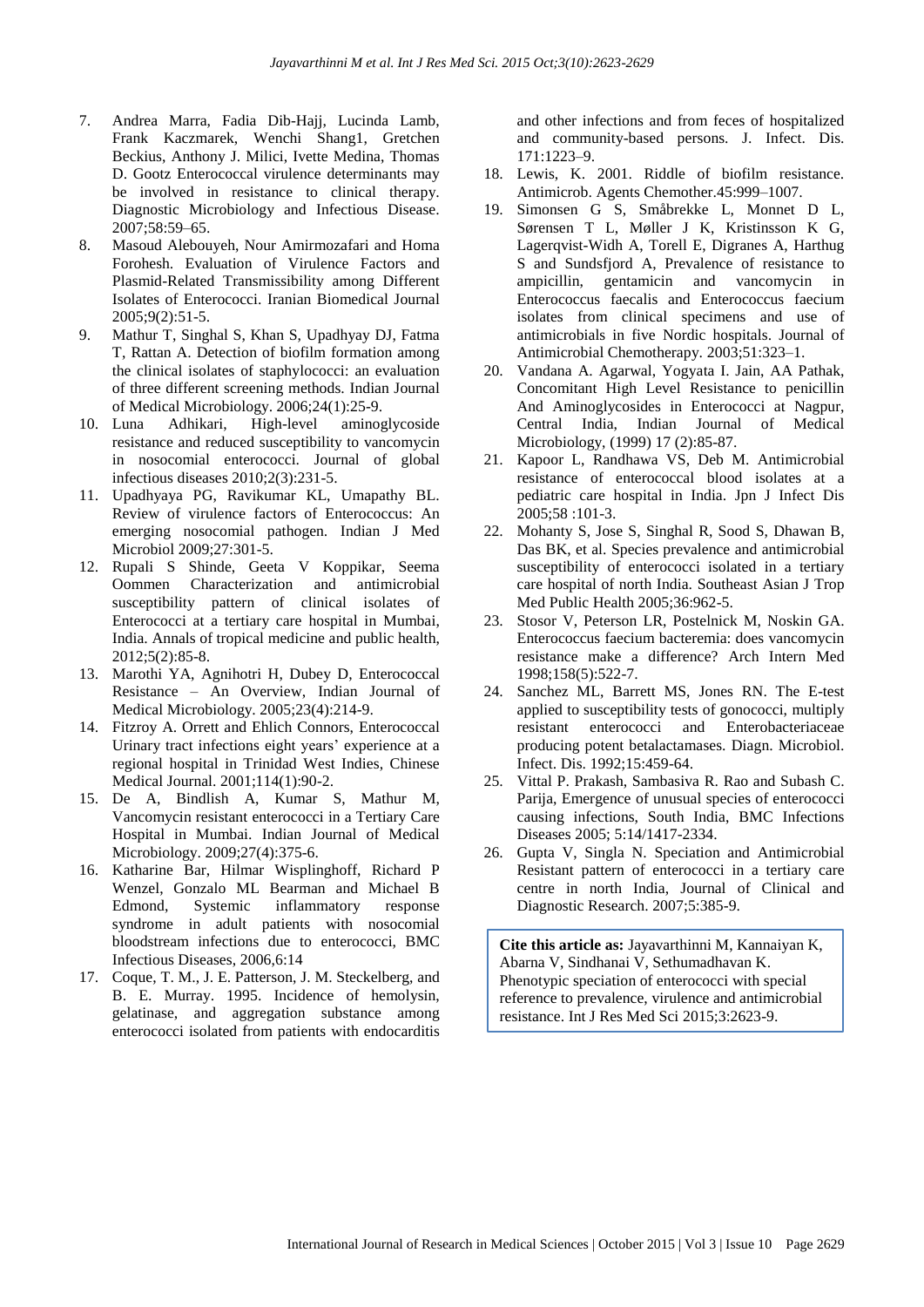7. Andrea Marra, Fadia Dib-Hajj, Lucinda Lamb, Frank Kaczmarek, Wenchi Shang1, Gretchen Beckius, Anthony J. Milici, Ivette Medina, Thomas D. Gootz Enterococcal virulence determinants may be involved in resistance to clinical therapy. Diagnostic Microbiology and Infectious Disease. 2007;58:59–65.
8. Masoud Alebouyeh, Nour Amirmozafari and Homa Forohesh. Evaluation of Virulence Factors and Plasmid-Related Transmissibility among Different Isolates of Enterococci. Iranian Biomedical Journal 2005;9(2):51-5.
9. Mathur T, Singhal S, Khan S, Upadhyay DJ, Fatma T, Rattan A. Detection of biofilm formation among the clinical isolates of staphylococci: an evaluation of three different screening methods. Indian Journal of Medical Microbiology. 2006;24(1):25-9.
10. Luna Adhikari, High-level aminoglycoside resistance and reduced susceptibility to vancomycin in nosocomial enterococci. Journal of global infectious diseases 2010;2(3):231-5.
11. Upadhyaya PG, Ravikumar KL, Umapathy BL. Review of virulence factors of Enterococcus: An emerging nosocomial pathogen. Indian J Med Microbiol 2009;27:301-5.
12. Rupali S Shinde, Geeta V Koppikar, Seema Oommen Characterization and antimicrobial susceptibility pattern of clinical isolates of Enterococci at a tertiary care hospital in Mumbai, India. Annals of tropical medicine and public health, 2012;5(2):85-8.
13. Marothi YA, Agnihotri H, Dubey D, Enterococcal Resistance – An Overview, Indian Journal of Medical Microbiology. 2005;23(4):214-9.
14. Fitzroy A. Orrett and Ehlich Connors, Enterococcal Urinary tract infections eight years' experience at a regional hospital in Trinidad West Indies, Chinese Medical Journal. 2001;114(1):90-2.
15. De A, Bindlish A, Kumar S, Mathur M, Vancomycin resistant enterococci in a Tertiary Care Hospital in Mumbai. Indian Journal of Medical Microbiology. 2009;27(4):375-6.
16. Katharine Bar, Hilmar Wisplinghoff, Richard P Wenzel, Gonzalo ML Bearman and Michael B Edmond, Systemic inflammatory response syndrome in adult patients with nosocomial bloodstream infections due to enterococci, BMC Infectious Diseases, 2006,6:14
17. Coque, T. M., J. E. Patterson, J. M. Steckelberg, and B. E. Murray. 1995. Incidence of hemolysin, gelatinase, and aggregation substance among enterococci isolated from patients with endocarditis and other infections and from feces of hospitalized and community-based persons. J. Infect. Dis. 171:1223–9.
18. Lewis, K. 2001. Riddle of biofilm resistance. Antimicrob. Agents Chemother.45:999–1007.
19. Simonsen G S, Småbrekke L, Monnet D L, Sørensen T L, Møller J K, Kristinsson K G, Lagerqvist-Widh A, Torell E, Digranes A, Harthug S and Sundsfjord A, Prevalence of resistance to ampicillin, gentamicin and vancomycin in Enterococcus faecalis and Enterococcus faecium isolates from clinical specimens and use of antimicrobials in five Nordic hospitals. Journal of Antimicrobial Chemotherapy. 2003;51:323–1.
20. Vandana A. Agarwal, Yogyata I. Jain, AA Pathak, Concomitant High Level Resistance to penicillin And Aminoglycosides in Enterococci at Nagpur, Central India, Indian Journal of Medical Microbiology, (1999) 17 (2):85-87.
21. Kapoor L, Randhawa VS, Deb M. Antimicrobial resistance of enterococcal blood isolates at a pediatric care hospital in India. Jpn J Infect Dis 2005;58 :101-3.
22. Mohanty S, Jose S, Singhal R, Sood S, Dhawan B, Das BK, et al. Species prevalence and antimicrobial susceptibility of enterococci isolated in a tertiary care hospital of north India. Southeast Asian J Trop Med Public Health 2005;36:962-5.
23. Stosor V, Peterson LR, Postelnick M, Noskin GA. Enterococcus faecium bacteremia: does vancomycin resistance make a difference? Arch Intern Med 1998;158(5):522-7.
24. Sanchez ML, Barrett MS, Jones RN. The E-test applied to susceptibility tests of gonococci, multiply resistant enterococci and Enterobacteriaceae producing potent betalactamases. Diagn. Microbiol. Infect. Dis. 1992;15:459-64.
25. Vittal P. Prakash, Sambasiva R. Rao and Subash C. Parija, Emergence of unusual species of enterococci causing infections, South India, BMC Infections Diseases 2005; 5:14/1417-2334.
26. Gupta V, Singla N. Speciation and Antimicrobial Resistant pattern of enterococci in a tertiary care centre in north India, Journal of Clinical and Diagnostic Research. 2007;5:385-9.

**Cite this article as:** Jayavarthinni M, Kannaiyan K, Abarna V, Sindhanai V, Sethumadhavan K. Phenotypic speciation of enterococci with special reference to prevalence, virulence and antimicrobial resistance. Int J Res Med Sci 2015;3:2623-9.